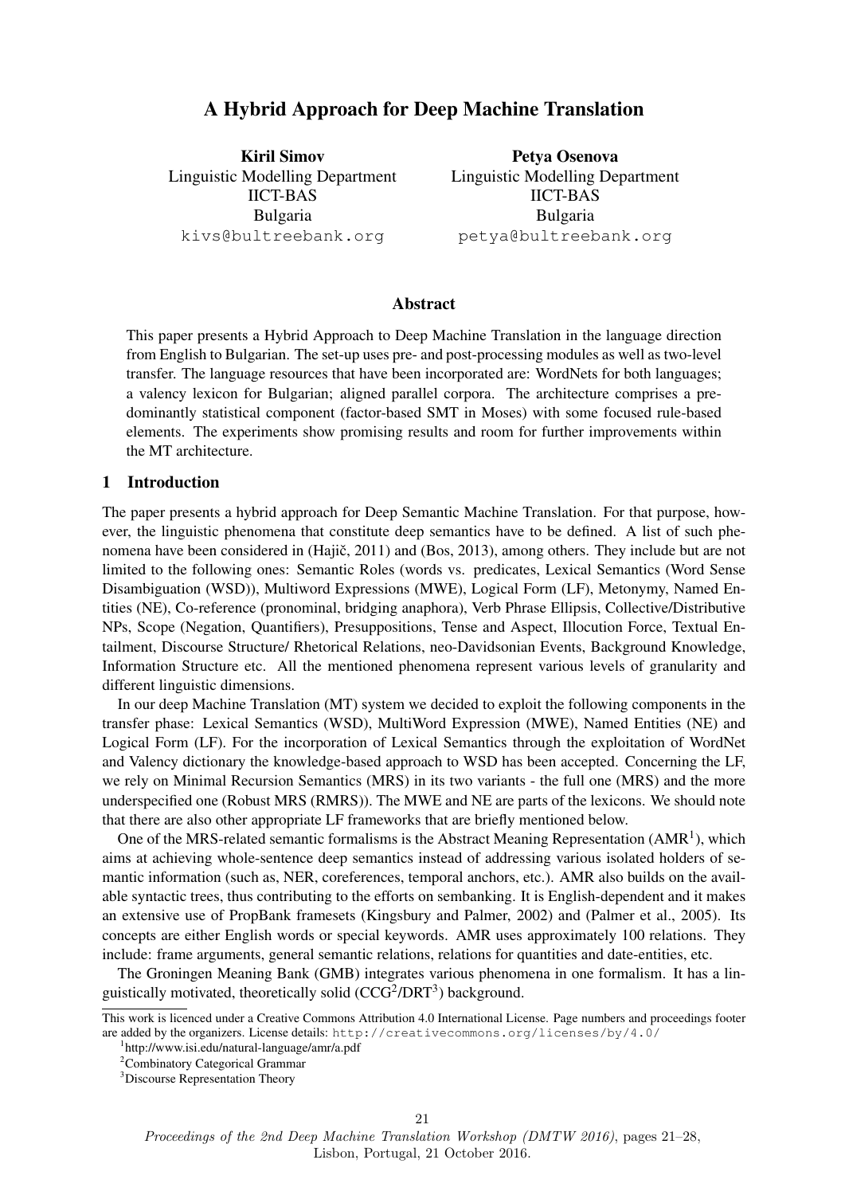# A Hybrid Approach for Deep Machine Translation

**Kiril Simov**
Linguistic Modelling Department
IICT-BAS
Bulgaria
kivs@bultreebank.org

**Petya Osenova**
Linguistic Modelling Department
IICT-BAS
Bulgaria
petya@bultreebank.org

## Abstract

This paper presents a Hybrid Approach to Deep Machine Translation in the language direction from English to Bulgarian. The set-up uses pre- and post-processing modules as well as two-level transfer. The language resources that have been incorporated are: WordNets for both languages; a valency lexicon for Bulgarian; aligned parallel corpora. The architecture comprises a predominantly statistical component (factor-based SMT in Moses) with some focused rule-based elements. The experiments show promising results and room for further improvements within the MT architecture.

## 1 Introduction

The paper presents a hybrid approach for Deep Semantic Machine Translation. For that purpose, however, the linguistic phenomena that constitute deep semantics have to be defined. A list of such phenomena have been considered in (Hajič, 2011) and (Bos, 2013), among others. They include but are not limited to the following ones: Semantic Roles (words vs. predicates, Lexical Semantics (Word Sense Disambiguation (WSD)), Multiword Expressions (MWE), Logical Form (LF), Metonymy, Named Entities (NE), Co-reference (pronominal, bridging anaphora), Verb Phrase Ellipsis, Collective/Distributive NPs, Scope (Negation, Quantifiers), Presuppositions, Tense and Aspect, Illocution Force, Textual Entailment, Discourse Structure/ Rhetorical Relations, neo-Davidsonian Events, Background Knowledge, Information Structure etc. All the mentioned phenomena represent various levels of granularity and different linguistic dimensions.

In our deep Machine Translation (MT) system we decided to exploit the following components in the transfer phase: Lexical Semantics (WSD), MultiWord Expression (MWE), Named Entities (NE) and Logical Form (LF). For the incorporation of Lexical Semantics through the exploitation of WordNet and Valency dictionary the knowledge-based approach to WSD has been accepted. Concerning the LF, we rely on Minimal Recursion Semantics (MRS) in its two variants - the full one (MRS) and the more underspecified one (Robust MRS (RMRS)). The MWE and NE are parts of the lexicons. We should note that there are also other appropriate LF frameworks that are briefly mentioned below.

One of the MRS-related semantic formalisms is the Abstract Meaning Representation (AMR[1]), which aims at achieving whole-sentence deep semantics instead of addressing various isolated holders of semantic information (such as, NER, coreferences, temporal anchors, etc.). AMR also builds on the available syntactic trees, thus contributing to the efforts on sembanking. It is English-dependent and it makes an extensive use of PropBank framesets (Kingsbury and Palmer, 2002) and (Palmer et al., 2005). Its concepts are either English words or special keywords. AMR uses approximately 100 relations. They include: frame arguments, general semantic relations, relations for quantities and date-entities, etc.

The Groningen Meaning Bank (GMB) integrates various phenomena in one formalism. It has a linguistically motivated, theoretically solid (CCG[2]/DRT[3]) background.

This work is licenced under a Creative Commons Attribution 4.0 International License. Page numbers and proceedings footer are added by the organizers. License details: http://creativecommons.org/licenses/by/4.0/

[1] http://www.isi.edu/natural-language/amr/a.pdf

[2] Combinatory Categorical Grammar

[3] Discourse Representation Theory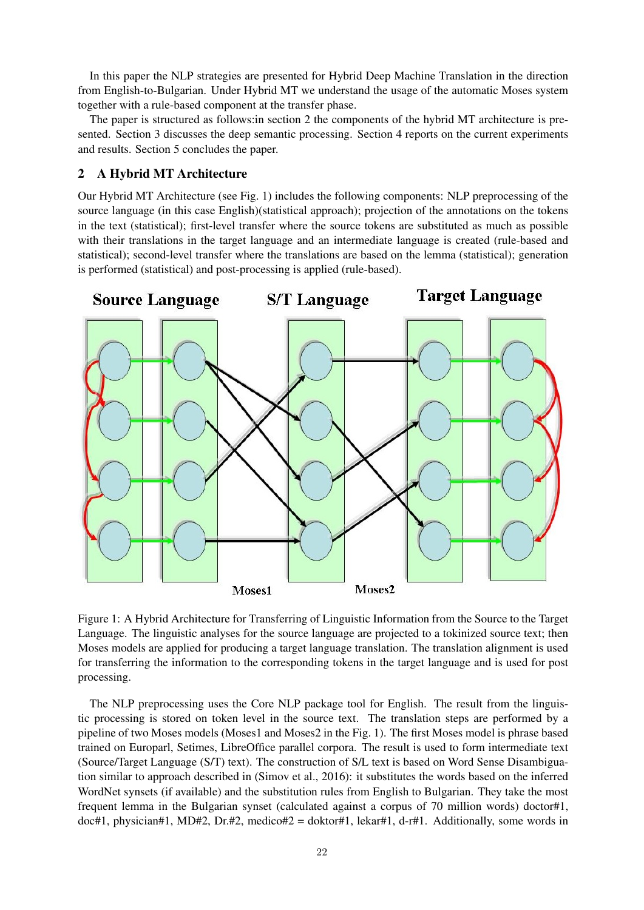In this paper the NLP strategies are presented for Hybrid Deep Machine Translation in the direction from English-to-Bulgarian. Under Hybrid MT we understand the usage of the automatic Moses system together with a rule-based component at the transfer phase.

The paper is structured as follows:in section 2 the components of the hybrid MT architecture is presented. Section 3 discusses the deep semantic processing. Section 4 reports on the current experiments and results. Section 5 concludes the paper.

## 2 A Hybrid MT Architecture

Our Hybrid MT Architecture (see Fig. 1) includes the following components: NLP preprocessing of the source language (in this case English)(statistical approach); projection of the annotations on the tokens in the text (statistical); first-level transfer where the source tokens are substituted as much as possible with their translations in the target language and an intermediate language is created (rule-based and statistical); second-level transfer where the translations are based on the lemma (statistical); generation is performed (statistical) and post-processing is applied (rule-based).

Figure 1: A Hybrid Architecture for Transferring of Linguistic Information from the Source to the Target Language. The linguistic analyses for the source language are projected to a tokinized source text; then Moses models are applied for producing a target language translation. The translation alignment is used for transferring the information to the corresponding tokens in the target language and is used for post processing.

The NLP preprocessing uses the Core NLP package tool for English. The result from the linguistic processing is stored on token level in the source text. The translation steps are performed by a pipeline of two Moses models (Moses1 and Moses2 in the Fig. 1). The first Moses model is phrase based trained on Europarl, Setimes, LibreOffice parallel corpora. The result is used to form intermediate text (Source/Target Language (S/T) text). The construction of S/L text is based on Word Sense Disambiguation similar to approach described in (Simov et al., 2016): it substitutes the words based on the inferred WordNet synsets (if available) and the substitution rules from English to Bulgarian. They take the most frequent lemma in the Bulgarian synset (calculated against a corpus of 70 million words) doctor#1, doc#1, physician#1, MD#2, Dr.#2, medico#2 = doktor#1, lekar#1, d-r#1. Additionally, some words in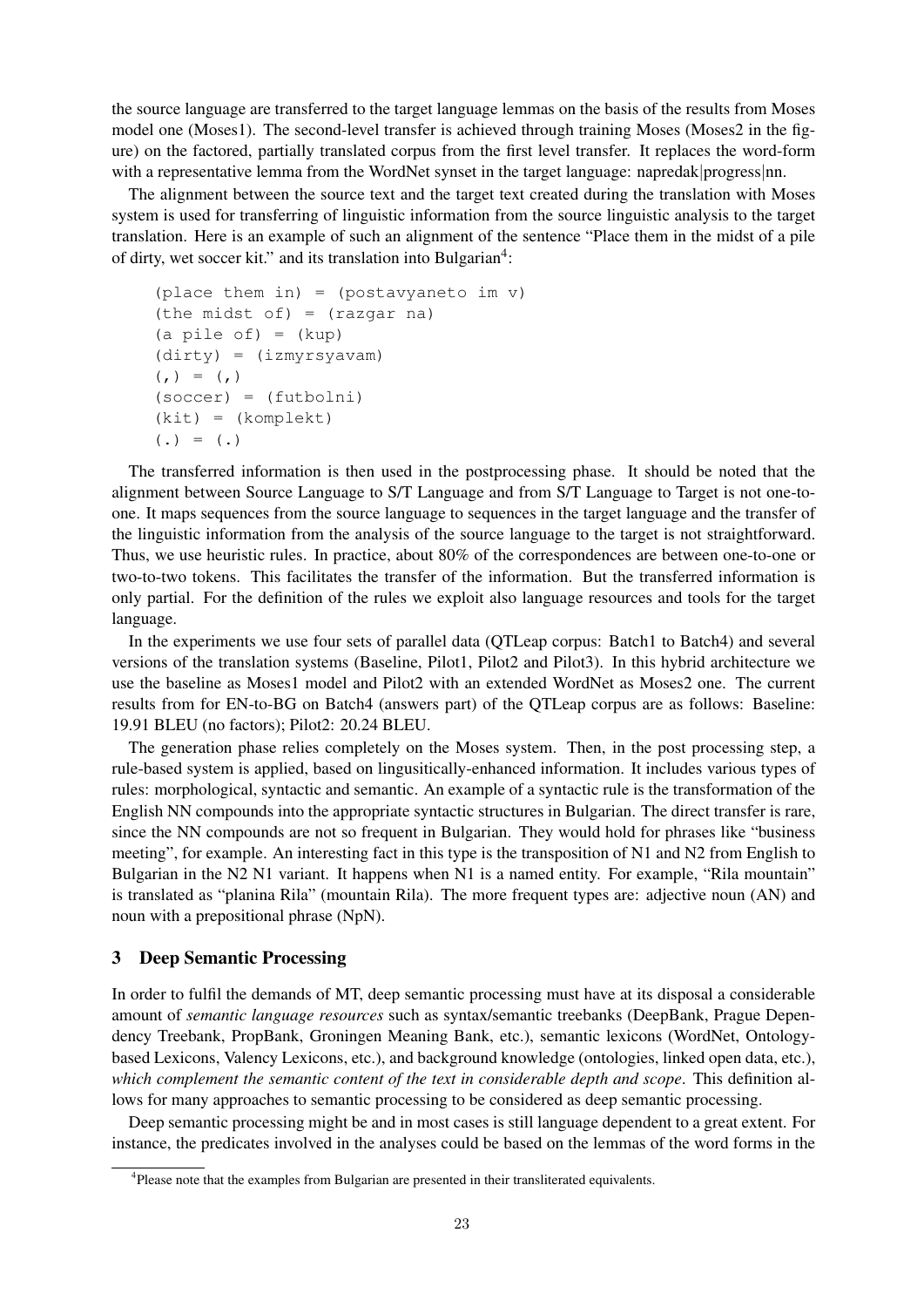the source language are transferred to the target language lemmas on the basis of the results from Moses model one (Moses1). The second-level transfer is achieved through training Moses (Moses2 in the figure) on the factored, partially translated corpus from the first level transfer. It replaces the word-form with a representative lemma from the WordNet synset in the target language: napredak|progress|nn.

The alignment between the source text and the target text created during the translation with Moses system is used for transferring of linguistic information from the source linguistic analysis to the target translation. Here is an example of such an alignment of the sentence "Place them in the midst of a pile of dirty, wet soccer kit." and its translation into Bulgarian[4]:

```
(place them in) = (postavyaneto im v)
(the midst of) = (razgar na)
(a pile of) = (kup)
(dirty) = (izmyrsyavam)
(,) = (,)
(soccer) = (futbolni)
(kit) = (komplekt)
(.) = (.)
```

The transferred information is then used in the postprocessing phase. It should be noted that the alignment between Source Language to S/T Language and from S/T Language to Target is not one-to-one. It maps sequences from the source language to sequences in the target language and the transfer of the linguistic information from the analysis of the source language to the target is not straightforward. Thus, we use heuristic rules. In practice, about 80% of the correspondences are between one-to-one or two-to-two tokens. This facilitates the transfer of the information. But the transferred information is only partial. For the definition of the rules we exploit also language resources and tools for the target language.

In the experiments we use four sets of parallel data (QTLeap corpus: Batch1 to Batch4) and several versions of the translation systems (Baseline, Pilot1, Pilot2 and Pilot3). In this hybrid architecture we use the baseline as Moses1 model and Pilot2 with an extended WordNet as Moses2 one. The current results from for EN-to-BG on Batch4 (answers part) of the QTLeap corpus are as follows: Baseline: 19.91 BLEU (no factors); Pilot2: 20.24 BLEU.

The generation phase relies completely on the Moses system. Then, in the post processing step, a rule-based system is applied, based on lingusitically-enhanced information. It includes various types of rules: morphological, syntactic and semantic. An example of a syntactic rule is the transformation of the English NN compounds into the appropriate syntactic structures in Bulgarian. The direct transfer is rare, since the NN compounds are not so frequent in Bulgarian. They would hold for phrases like "business meeting", for example. An interesting fact in this type is the transposition of N1 and N2 from English to Bulgarian in the N2 N1 variant. It happens when N1 is a named entity. For example, "Rila mountain" is translated as "planina Rila" (mountain Rila). The more frequent types are: adjective noun (AN) and noun with a prepositional phrase (NpN).

## 3 Deep Semantic Processing

In order to fulfil the demands of MT, deep semantic processing must have at its disposal a considerable amount of *semantic language resources* such as syntax/semantic treebanks (DeepBank, Prague Dependency Treebank, PropBank, Groningen Meaning Bank, etc.), semantic lexicons (WordNet, Ontology-based Lexicons, Valency Lexicons, etc.), and background knowledge (ontologies, linked open data, etc.), *which complement the semantic content of the text in considerable depth and scope*. This definition allows for many approaches to semantic processing to be considered as deep semantic processing.

Deep semantic processing might be and in most cases is still language dependent to a great extent. For instance, the predicates involved in the analyses could be based on the lemmas of the word forms in the

[4]Please note that the examples from Bulgarian are presented in their transliterated equivalents.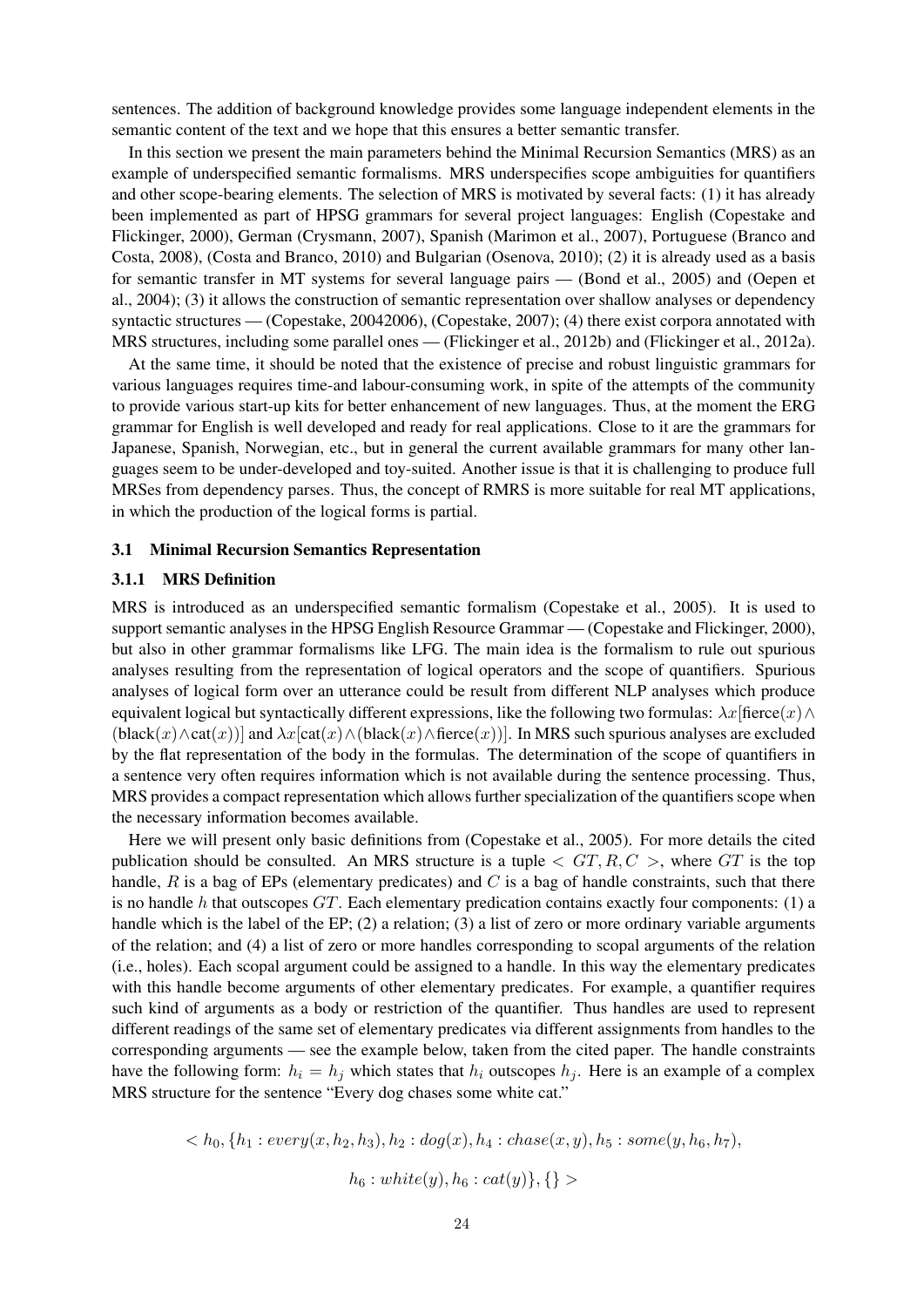sentences. The addition of background knowledge provides some language independent elements in the semantic content of the text and we hope that this ensures a better semantic transfer.

In this section we present the main parameters behind the Minimal Recursion Semantics (MRS) as an example of underspecified semantic formalisms. MRS underspecifies scope ambiguities for quantifiers and other scope-bearing elements. The selection of MRS is motivated by several facts: (1) it has already been implemented as part of HPSG grammars for several project languages: English (Copestake and Flickinger, 2000), German (Crysmann, 2007), Spanish (Marimon et al., 2007), Portuguese (Branco and Costa, 2008), (Costa and Branco, 2010) and Bulgarian (Osenova, 2010); (2) it is already used as a basis for semantic transfer in MT systems for several language pairs — (Bond et al., 2005) and (Oepen et al., 2004); (3) it allows the construction of semantic representation over shallow analyses or dependency syntactic structures — (Copestake, 20042006), (Copestake, 2007); (4) there exist corpora annotated with MRS structures, including some parallel ones — (Flickinger et al., 2012b) and (Flickinger et al., 2012a).

At the same time, it should be noted that the existence of precise and robust linguistic grammars for various languages requires time-and labour-consuming work, in spite of the attempts of the community to provide various start-up kits for better enhancement of new languages. Thus, at the moment the ERG grammar for English is well developed and ready for real applications. Close to it are the grammars for Japanese, Spanish, Norwegian, etc., but in general the current available grammars for many other languages seem to be under-developed and toy-suited. Another issue is that it is challenging to produce full MRSes from dependency parses. Thus, the concept of RMRS is more suitable for real MT applications, in which the production of the logical forms is partial.

### 3.1 Minimal Recursion Semantics Representation

#### 3.1.1 MRS Definition

MRS is introduced as an underspecified semantic formalism (Copestake et al., 2005). It is used to support semantic analyses in the HPSG English Resource Grammar — (Copestake and Flickinger, 2000), but also in other grammar formalisms like LFG. The main idea is the formalism to rule out spurious analyses resulting from the representation of logical operators and the scope of quantifiers. Spurious analyses of logical form over an utterance could be result from different NLP analyses which produce equivalent logical but syntactically different expressions, like the following two formulas: $\lambda x[\text{fierce}(x) \wedge (\text{black}(x) \wedge \text{cat}(x))]$ and $\lambda x[\text{cat}(x) \wedge (\text{black}(x) \wedge \text{fierce}(x))]$. In MRS such spurious analyses are excluded by the flat representation of the body in the formulas. The determination of the scope of quantifiers in a sentence very often requires information which is not available during the sentence processing. Thus, MRS provides a compact representation which allows further specialization of the quantifiers scope when the necessary information becomes available.

Here we will present only basic definitions from (Copestake et al., 2005). For more details the cited publication should be consulted. An MRS structure is a tuple $< GT, R, C >$, where $GT$ is the top handle, $R$ is a bag of EPs (elementary predicates) and $C$ is a bag of handle constraints, such that there is no handle $h$ that outscopes $GT$. Each elementary predication contains exactly four components: (1) a handle which is the label of the EP; (2) a relation; (3) a list of zero or more ordinary variable arguments of the relation; and (4) a list of zero or more handles corresponding to scopal arguments of the relation (i.e., holes). Each scopal argument could be assigned to a handle. In this way the elementary predicates with this handle become arguments of other elementary predicates. For example, a quantifier requires such kind of arguments as a body or restriction of the quantifier. Thus handles are used to represent different readings of the same set of elementary predicates via different assignments from handles to the corresponding arguments — see the example below, taken from the cited paper. The handle constraints have the following form: $h_i = h_j$ which states that $h_i$ outscopes $h_j$. Here is an example of a complex MRS structure for the sentence "Every dog chases some white cat."

$$< h_0, \{h_1 : every(x, h_2, h_3), h_2 : dog(x), h_4 : chase(x, y), h_5 : some(y, h_6, h_7),$$

$$h_6 : white(y), h_6 : cat(y)\}, \{\} >$$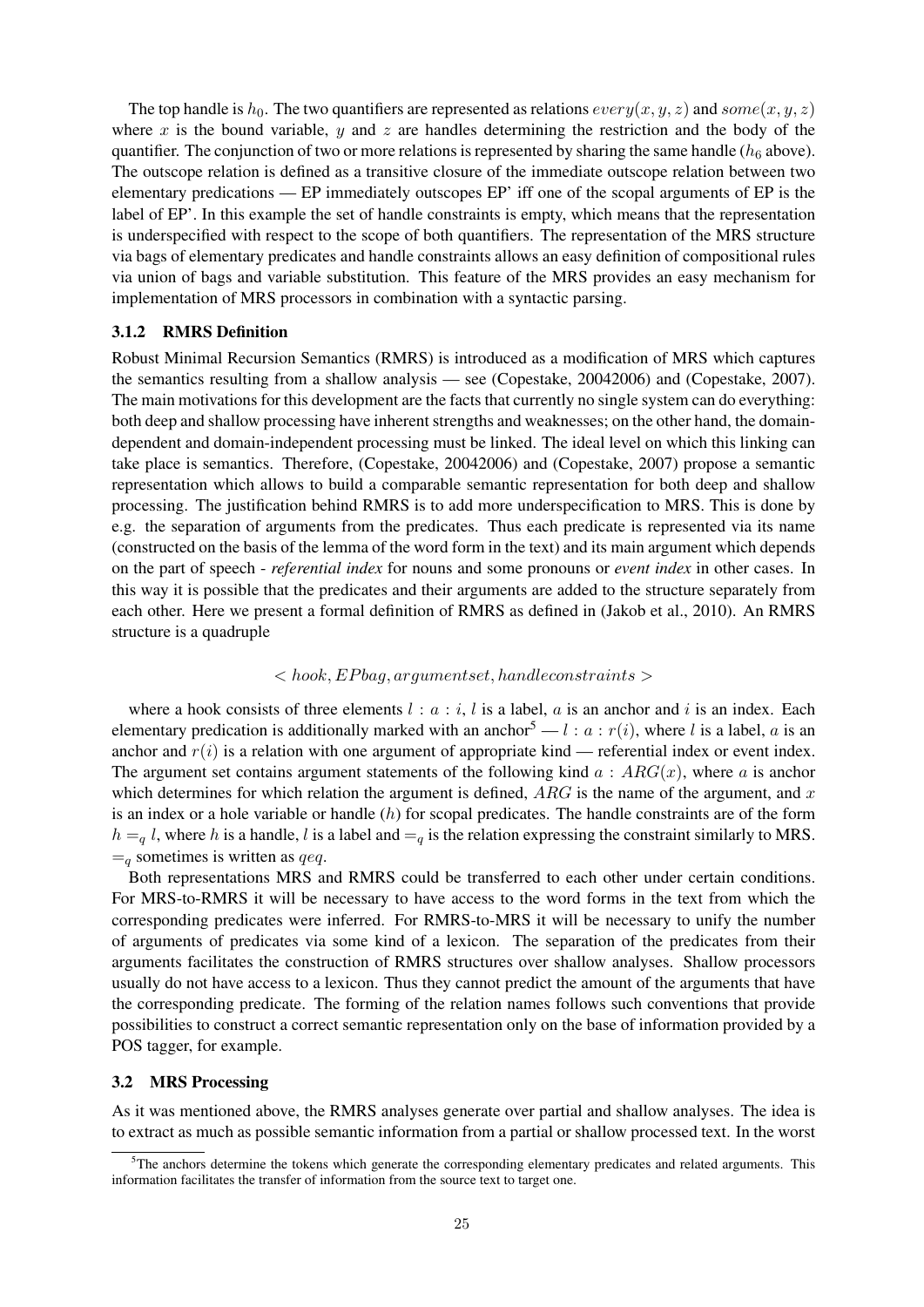The top handle is $h_0$. The two quantifiers are represented as relations $every(x, y, z)$ and $some(x, y, z)$ where $x$ is the bound variable, $y$ and $z$ are handles determining the restriction and the body of the quantifier. The conjunction of two or more relations is represented by sharing the same handle ($h_6$ above). The outscope relation is defined as a transitive closure of the immediate outscope relation between two elementary predications — EP immediately outscopes EP' iff one of the scopal arguments of EP is the label of EP'. In this example the set of handle constraints is empty, which means that the representation is underspecified with respect to the scope of both quantifiers. The representation of the MRS structure via bags of elementary predicates and handle constraints allows an easy definition of compositional rules via union of bags and variable substitution. This feature of the MRS provides an easy mechanism for implementation of MRS processors in combination with a syntactic parsing.

### 3.1.2 RMRS Definition

Robust Minimal Recursion Semantics (RMRS) is introduced as a modification of MRS which captures the semantics resulting from a shallow analysis — see (Copestake, 20042006) and (Copestake, 2007). The main motivations for this development are the facts that currently no single system can do everything: both deep and shallow processing have inherent strengths and weaknesses; on the other hand, the domain-dependent and domain-independent processing must be linked. The ideal level on which this linking can take place is semantics. Therefore, (Copestake, 20042006) and (Copestake, 2007) propose a semantic representation which allows to build a comparable semantic representation for both deep and shallow processing. The justification behind RMRS is to add more underspecification to MRS. This is done by e.g. the separation of arguments from the predicates. Thus each predicate is represented via its name (constructed on the basis of the lemma of the word form in the text) and its main argument which depends on the part of speech - *referential index* for nouns and some pronouns or *event index* in other cases. In this way it is possible that the predicates and their arguments are added to the structure separately from each other. Here we present a formal definition of RMRS as defined in (Jakob et al., 2010). An RMRS structure is a quadruple

$$< hook, EPbag, argumentset, handleconstraints >$$

where a hook consists of three elements $l : a : i$, $l$ is a label, $a$ is an anchor and $i$ is an index. Each elementary predication is additionally marked with an anchor[5] — $l : a : r(i)$, where $l$ is a label, $a$ is an anchor and $r(i)$ is a relation with one argument of appropriate kind — referential index or event index. The argument set contains argument statements of the following kind $a : ARG(x)$, where $a$ is anchor which determines for which relation the argument is defined, $ARG$ is the name of the argument, and $x$ is an index or a hole variable or handle ($h$) for scopal predicates. The handle constraints are of the form $h =_q l$, where $h$ is a handle, $l$ is a label and $=_q$ is the relation expressing the constraint similarly to MRS. $=_q$ sometimes is written as $qeq$.

Both representations MRS and RMRS could be transferred to each other under certain conditions. For MRS-to-RMRS it will be necessary to have access to the word forms in the text from which the corresponding predicates were inferred. For RMRS-to-MRS it will be necessary to unify the number of arguments of predicates via some kind of a lexicon. The separation of the predicates from their arguments facilitates the construction of RMRS structures over shallow analyses. Shallow processors usually do not have access to a lexicon. Thus they cannot predict the amount of the arguments that have the corresponding predicate. The forming of the relation names follows such conventions that provide possibilities to construct a correct semantic representation only on the base of information provided by a POS tagger, for example.

## 3.2 MRS Processing

As it was mentioned above, the RMRS analyses generate over partial and shallow analyses. The idea is to extract as much as possible semantic information from a partial or shallow processed text. In the worst

[5] The anchors determine the tokens which generate the corresponding elementary predicates and related arguments. This information facilitates the transfer of information from the source text to target one.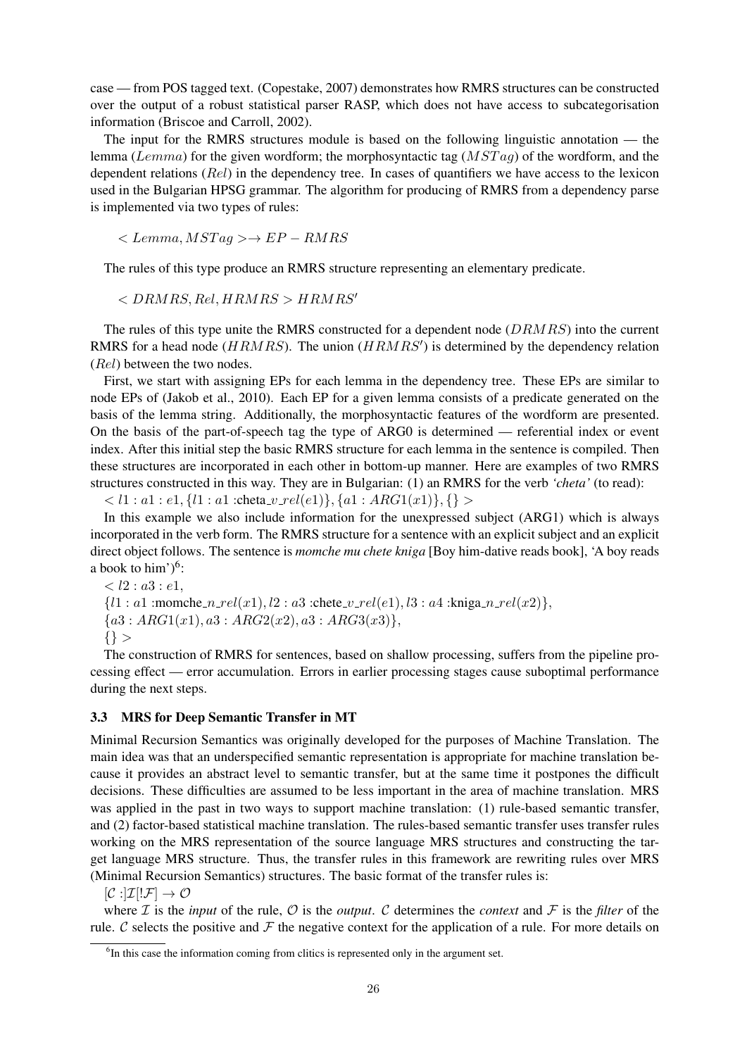case — from POS tagged text. (Copestake, 2007) demonstrates how RMRS structures can be constructed over the output of a robust statistical parser RASP, which does not have access to subcategorisation information (Briscoe and Carroll, 2002).

The input for the RMRS structures module is based on the following linguistic annotation — the lemma ($Lemma$) for the given wordform; the morphosyntactic tag ($MSTag$) of the wordform, and the dependent relations ($Rel$) in the dependency tree. In cases of quantifiers we have access to the lexicon used in the Bulgarian HPSG grammar. The algorithm for producing of RMRS from a dependency parse is implemented via two types of rules:

$< Lemma, MSTag > \rightarrow EP - RMRS$

The rules of this type produce an RMRS structure representing an elementary predicate.

$< DRMRS, Rel, HRMRS > HRMRS'$

The rules of this type unite the RMRS constructed for a dependent node ($DRMRS$) into the current RMRS for a head node ($HRMRS$). The union ($HRMRS'$) is determined by the dependency relation ($Rel$) between the two nodes.

First, we start with assigning EPs for each lemma in the dependency tree. These EPs are similar to node EPs of (Jakob et al., 2010). Each EP for a given lemma consists of a predicate generated on the basis of the lemma string. Additionally, the morphosyntactic features of the wordform are presented. On the basis of the part-of-speech tag the type of ARG0 is determined — referential index or event index. After this initial step the basic RMRS structure for each lemma in the sentence is compiled. Then these structures are incorporated in each other in bottom-up manner. Here are examples of two RMRS structures constructed in this way. They are in Bulgarian: (1) an RMRS for the verb *'cheta'* (to read):

$< l1 : a1 : e1, \{l1 : a1 :\text{cheta\_}v\_rel(e1)\}, \{a1 : ARG1(x1)\}, \{\} >$

In this example we also include information for the unexpressed subject (ARG1) which is always incorporated in the verb form. The RMRS structure for a sentence with an explicit subject and an explicit direct object follows. The sentence is *momche mu chete kniga* [Boy him-dative reads book], 'A boy reads a book to him')[6]:

$< l2 : a3 : e1,$

$\{l1 : a1 :\text{momche\_}n\_rel(x1), l2 : a3 :\text{chete\_}v\_rel(e1), l3 : a4 :\text{kniga\_}n\_rel(x2)\},$

$\{a3 : ARG1(x1), a3 : ARG2(x2), a3 : ARG3(x3)\},$

$\{\} >$

The construction of RMRS for sentences, based on shallow processing, suffers from the pipeline processing effect — error accumulation. Errors in earlier processing stages cause suboptimal performance during the next steps.

### 3.3 MRS for Deep Semantic Transfer in MT

Minimal Recursion Semantics was originally developed for the purposes of Machine Translation. The main idea was that an underspecified semantic representation is appropriate for machine translation because it provides an abstract level to semantic transfer, but at the same time it postpones the difficult decisions. These difficulties are assumed to be less important in the area of machine translation. MRS was applied in the past in two ways to support machine translation: (1) rule-based semantic transfer, and (2) factor-based statistical machine translation. The rules-based semantic transfer uses transfer rules working on the MRS representation of the source language MRS structures and constructing the target language MRS structure. Thus, the transfer rules in this framework are rewriting rules over MRS (Minimal Recursion Semantics) structures. The basic format of the transfer rules is:

$[\mathcal{C} :]\mathcal{I}[!\mathcal{F}] \rightarrow \mathcal{O}$

where $\mathcal{I}$ is the *input* of the rule, $\mathcal{O}$ is the *output*. $\mathcal{C}$ determines the *context* and $\mathcal{F}$ is the *filter* of the rule. $\mathcal{C}$ selects the positive and $\mathcal{F}$ the negative context for the application of a rule. For more details on

[6]In this case the information coming from clitics is represented only in the argument set.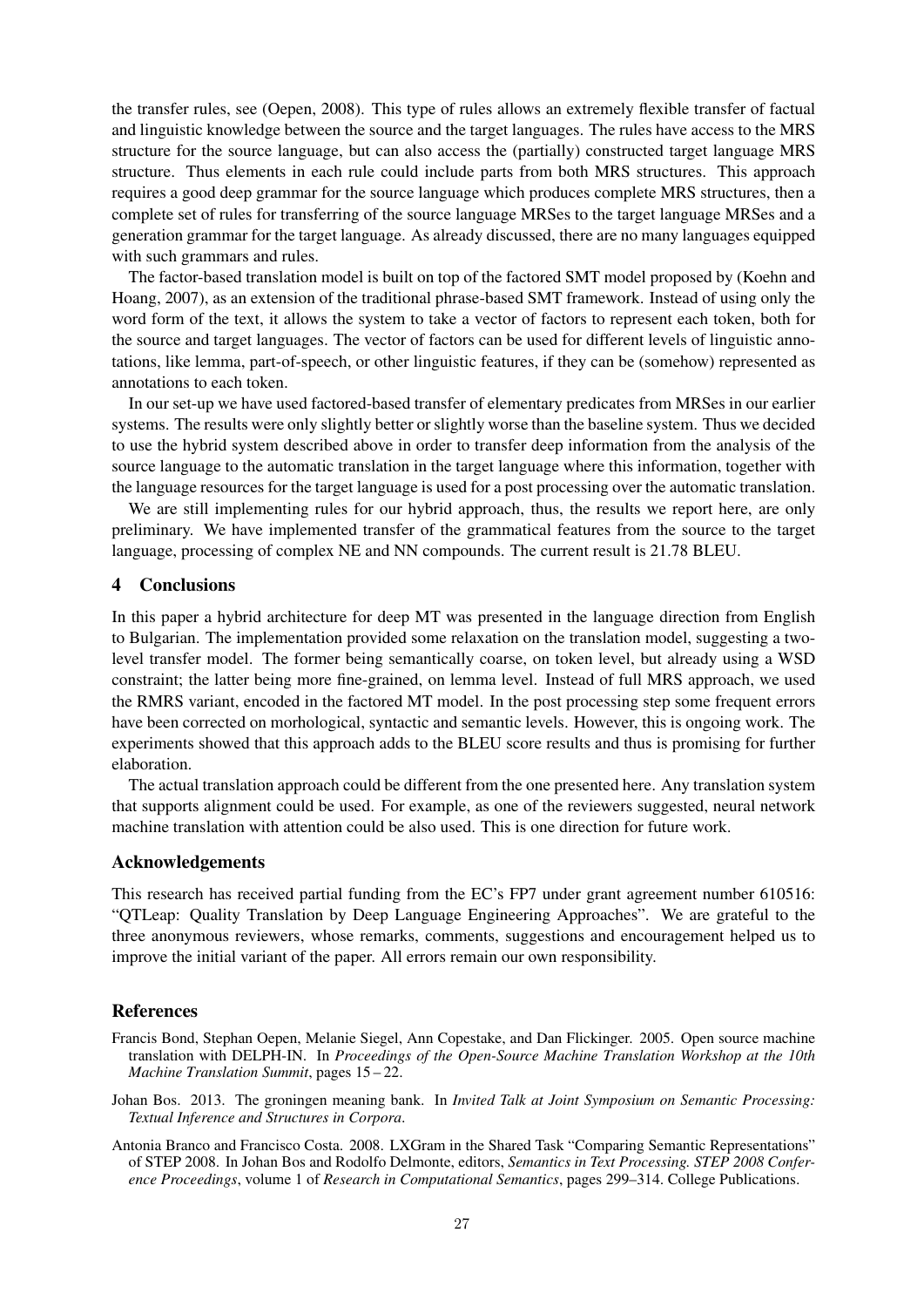the transfer rules, see (Oepen, 2008). This type of rules allows an extremely flexible transfer of factual and linguistic knowledge between the source and the target languages. The rules have access to the MRS structure for the source language, but can also access the (partially) constructed target language MRS structure. Thus elements in each rule could include parts from both MRS structures. This approach requires a good deep grammar for the source language which produces complete MRS structures, then a complete set of rules for transferring of the source language MRSes to the target language MRSes and a generation grammar for the target language. As already discussed, there are no many languages equipped with such grammars and rules.

The factor-based translation model is built on top of the factored SMT model proposed by (Koehn and Hoang, 2007), as an extension of the traditional phrase-based SMT framework. Instead of using only the word form of the text, it allows the system to take a vector of factors to represent each token, both for the source and target languages. The vector of factors can be used for different levels of linguistic annotations, like lemma, part-of-speech, or other linguistic features, if they can be (somehow) represented as annotations to each token.

In our set-up we have used factored-based transfer of elementary predicates from MRSes in our earlier systems. The results were only slightly better or slightly worse than the baseline system. Thus we decided to use the hybrid system described above in order to transfer deep information from the analysis of the source language to the automatic translation in the target language where this information, together with the language resources for the target language is used for a post processing over the automatic translation.

We are still implementing rules for our hybrid approach, thus, the results we report here, are only preliminary. We have implemented transfer of the grammatical features from the source to the target language, processing of complex NE and NN compounds. The current result is 21.78 BLEU.

## 4 Conclusions

In this paper a hybrid architecture for deep MT was presented in the language direction from English to Bulgarian. The implementation provided some relaxation on the translation model, suggesting a two-level transfer model. The former being semantically coarse, on token level, but already using a WSD constraint; the latter being more fine-grained, on lemma level. Instead of full MRS approach, we used the RMRS variant, encoded in the factored MT model. In the post processing step some frequent errors have been corrected on morhological, syntactic and semantic levels. However, this is ongoing work. The experiments showed that this approach adds to the BLEU score results and thus is promising for further elaboration.

The actual translation approach could be different from the one presented here. Any translation system that supports alignment could be used. For example, as one of the reviewers suggested, neural network machine translation with attention could be also used. This is one direction for future work.

## Acknowledgements

This research has received partial funding from the EC's FP7 under grant agreement number 610516: "QTLeap: Quality Translation by Deep Language Engineering Approaches". We are grateful to the three anonymous reviewers, whose remarks, comments, suggestions and encouragement helped us to improve the initial variant of the paper. All errors remain our own responsibility.

## References

Francis Bond, Stephan Oepen, Melanie Siegel, Ann Copestake, and Dan Flickinger. 2005. Open source machine translation with DELPH-IN. In *Proceedings of the Open-Source Machine Translation Workshop at the 10th Machine Translation Summit*, pages 15 – 22.

Johan Bos. 2013. The groningen meaning bank. In *Invited Talk at Joint Symposium on Semantic Processing: Textual Inference and Structures in Corpora*.

Antonia Branco and Francisco Costa. 2008. LXGram in the Shared Task "Comparing Semantic Representations" of STEP 2008. In Johan Bos and Rodolfo Delmonte, editors, *Semantics in Text Processing. STEP 2008 Conference Proceedings*, volume 1 of *Research in Computational Semantics*, pages 299–314. College Publications.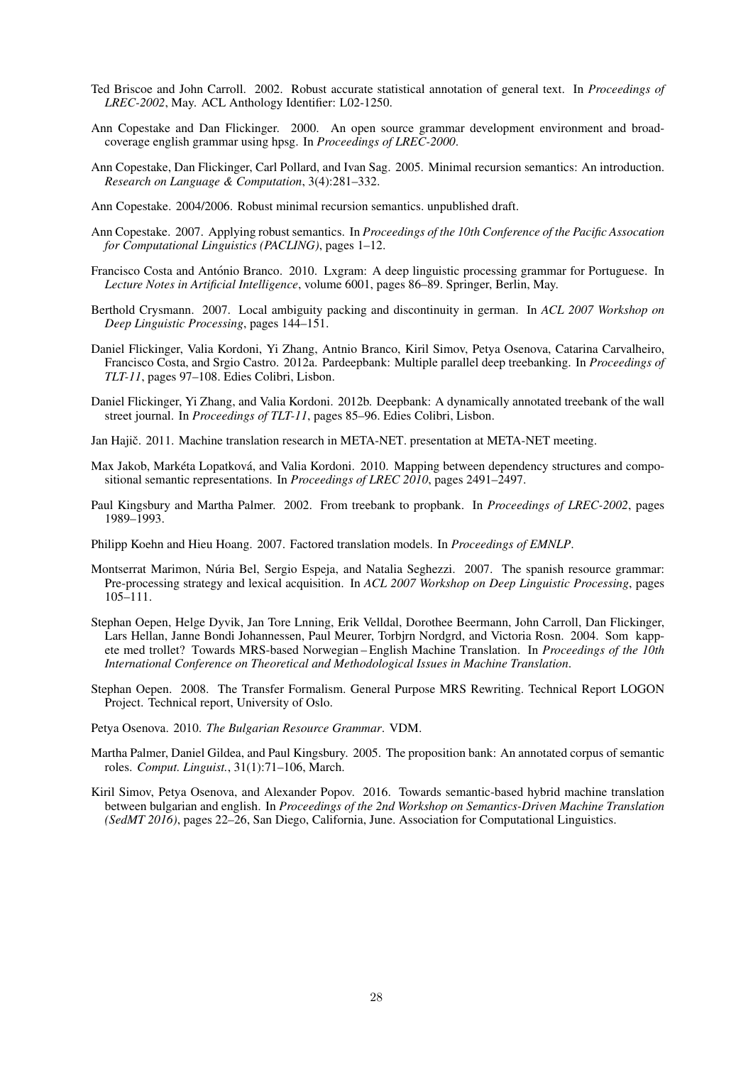Ted Briscoe and John Carroll. 2002. Robust accurate statistical annotation of general text. In *Proceedings of LREC-2002*, May. ACL Anthology Identifier: L02-1250.

Ann Copestake and Dan Flickinger. 2000. An open source grammar development environment and broad-coverage english grammar using hpsg. In *Proceedings of LREC-2000*.

Ann Copestake, Dan Flickinger, Carl Pollard, and Ivan Sag. 2005. Minimal recursion semantics: An introduction. *Research on Language & Computation*, 3(4):281–332.

Ann Copestake. 2004/2006. Robust minimal recursion semantics. unpublished draft.

Ann Copestake. 2007. Applying robust semantics. In *Proceedings of the 10th Conference of the Pacific Assocation for Computational Linguistics (PACLING)*, pages 1–12.

Francisco Costa and António Branco. 2010. Lxgram: A deep linguistic processing grammar for Portuguese. In *Lecture Notes in Artificial Intelligence*, volume 6001, pages 86–89. Springer, Berlin, May.

Berthold Crysmann. 2007. Local ambiguity packing and discontinuity in german. In *ACL 2007 Workshop on Deep Linguistic Processing*, pages 144–151.

Daniel Flickinger, Valia Kordoni, Yi Zhang, Antnio Branco, Kiril Simov, Petya Osenova, Catarina Carvalheiro, Francisco Costa, and Srgio Castro. 2012a. Pardeepbank: Multiple parallel deep treebanking. In *Proceedings of TLT-11*, pages 97–108. Edies Colibri, Lisbon.

Daniel Flickinger, Yi Zhang, and Valia Kordoni. 2012b. Deepbank: A dynamically annotated treebank of the wall street journal. In *Proceedings of TLT-11*, pages 85–96. Edies Colibri, Lisbon.

Jan Hajič. 2011. Machine translation research in META-NET. presentation at META-NET meeting.

Max Jakob, Markéta Lopatková, and Valia Kordoni. 2010. Mapping between dependency structures and compositional semantic representations. In *Proceedings of LREC 2010*, pages 2491–2497.

Paul Kingsbury and Martha Palmer. 2002. From treebank to propbank. In *Proceedings of LREC-2002*, pages 1989–1993.

Philipp Koehn and Hieu Hoang. 2007. Factored translation models. In *Proceedings of EMNLP*.

Montserrat Marimon, Núria Bel, Sergio Espeja, and Natalia Seghezzi. 2007. The spanish resource grammar: Pre-processing strategy and lexical acquisition. In *ACL 2007 Workshop on Deep Linguistic Processing*, pages 105–111.

Stephan Oepen, Helge Dyvik, Jan Tore Lnning, Erik Velldal, Dorothee Beermann, John Carroll, Dan Flickinger, Lars Hellan, Janne Bondi Johannessen, Paul Meurer, Torbjrn Nordgrd, and Victoria Rosn. 2004. Som kappete med trollet? Towards MRS-based Norwegian – English Machine Translation. In *Proceedings of the 10th International Conference on Theoretical and Methodological Issues in Machine Translation*.

Stephan Oepen. 2008. The Transfer Formalism. General Purpose MRS Rewriting. Technical Report LOGON Project. Technical report, University of Oslo.

Petya Osenova. 2010. *The Bulgarian Resource Grammar*. VDM.

Martha Palmer, Daniel Gildea, and Paul Kingsbury. 2005. The proposition bank: An annotated corpus of semantic roles. *Comput. Linguist.*, 31(1):71–106, March.

Kiril Simov, Petya Osenova, and Alexander Popov. 2016. Towards semantic-based hybrid machine translation between bulgarian and english. In *Proceedings of the 2nd Workshop on Semantics-Driven Machine Translation (SedMT 2016)*, pages 22–26, San Diego, California, June. Association for Computational Linguistics.